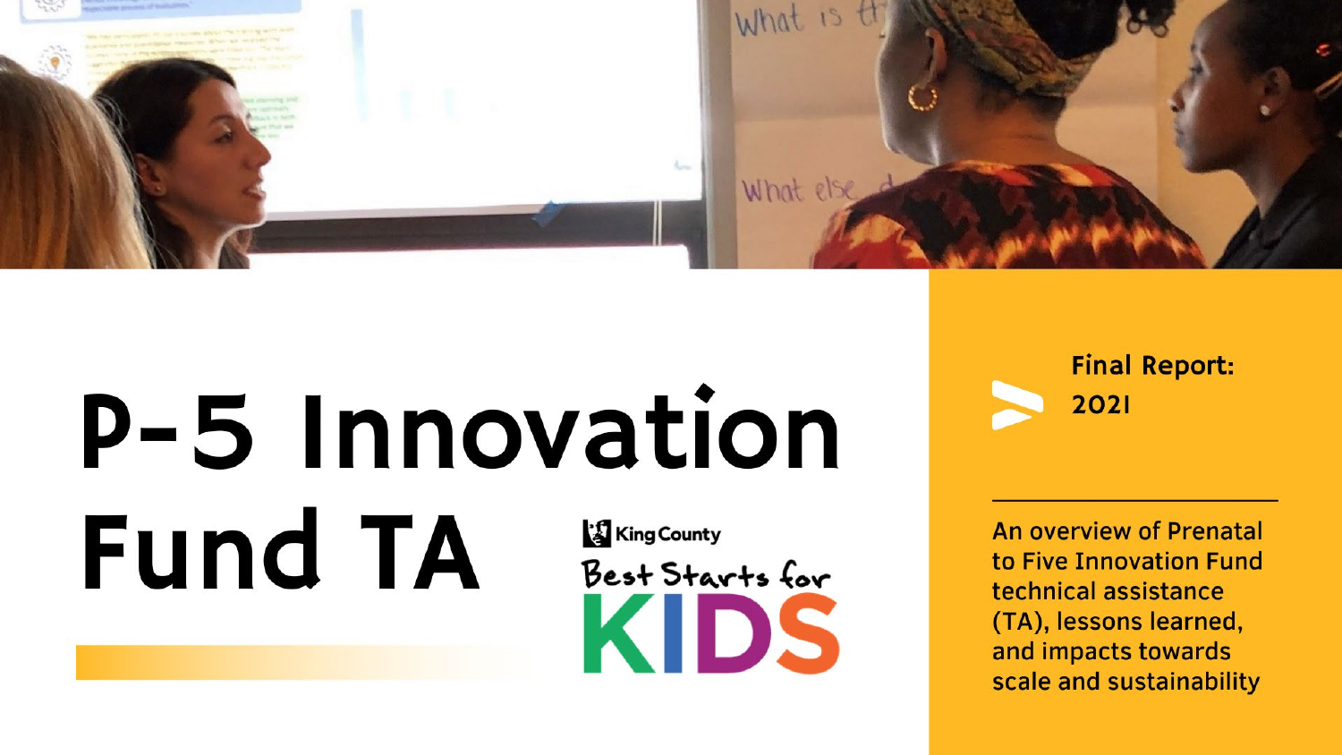# P-5 Innovation Fund TA

King County

Best Starts for KIDS

**Final Report: 2021**

An overview of Prenatal to Five Innovation Fund technical assistance (TA), lessons learned, and impacts towards scale and sustainability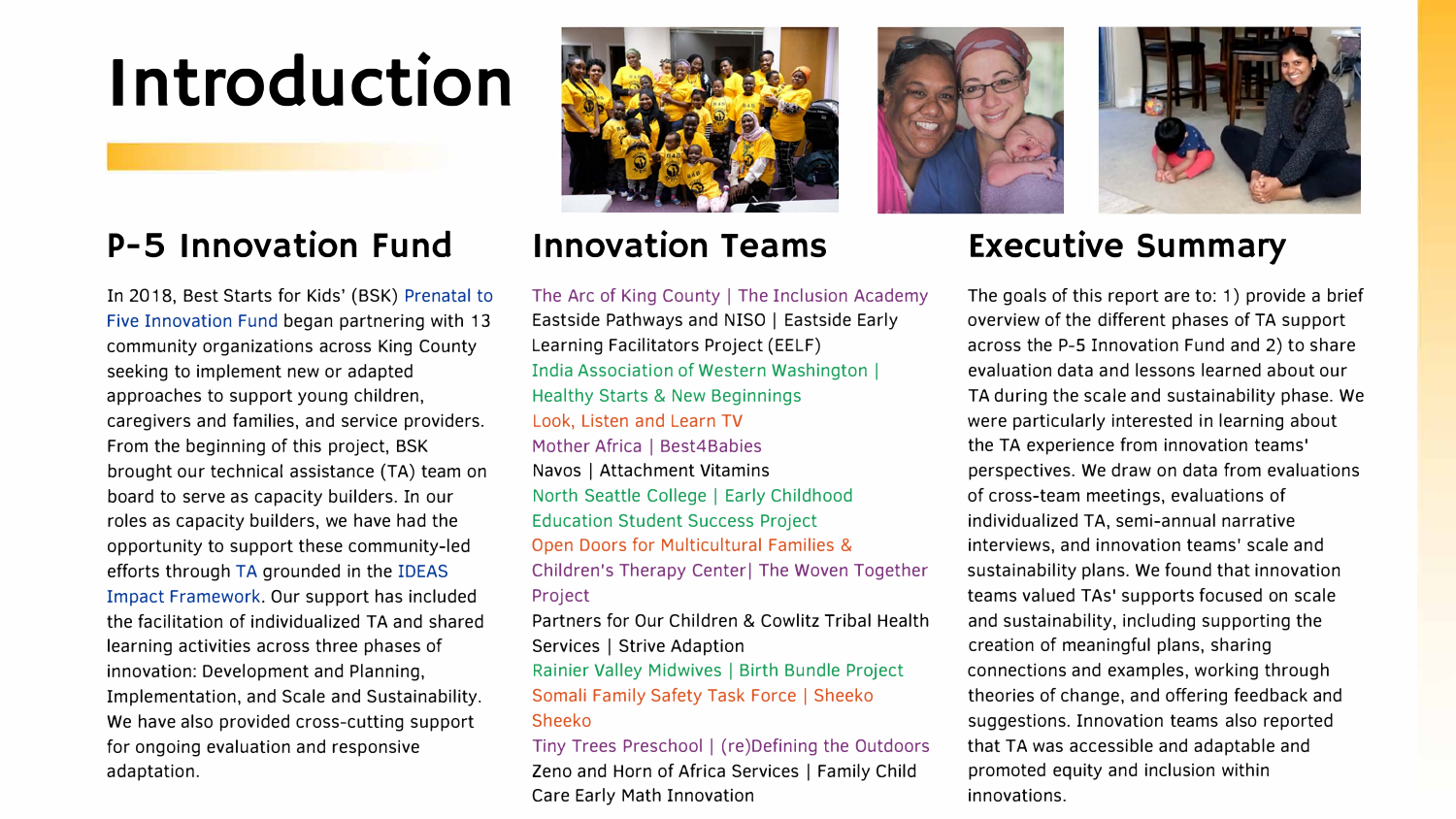# Introduction

## P-5 Innovation Fund

In 2018, Best Starts for Kids' (BSK) Prenatal to Five Innovation Fund began partnering with 13 community organizations across King County seeking to implement new or adapted approaches to support young children, caregivers and families, and service providers. From the beginning of this project, BSK brought our technical assistance (TA) team on board to serve as capacity builders. In our roles as capacity builders, we have had the opportunity to support these community-led efforts through TA grounded in the IDEAS Impact Framework. Our support has included the facilitation of individualized TA and shared learning activities across three phases of innovation: Development and Planning, Implementation, and Scale and Sustainability. We have also provided cross-cutting support for ongoing evaluation and responsive adaptation.

## Innovation Teams

The Arc of King County | The Inclusion Academy
Eastside Pathways and NISO | Eastside Early Learning Facilitators Project (EELF)
India Association of Western Washington | Healthy Starts & New Beginnings
Look, Listen and Learn TV
Mother Africa | Best4Babies
Navos | Attachment Vitamins
North Seattle College | Early Childhood Education Student Success Project
Open Doors for Multicultural Families & Children's Therapy Center| The Woven Together Project
Partners for Our Children & Cowlitz Tribal Health Services | Strive Adaption
Rainier Valley Midwives | Birth Bundle Project
Somali Family Safety Task Force | Sheeko Sheeko
Tiny Trees Preschool | (re)Defining the Outdoors
Zeno and Horn of Africa Services | Family Child Care Early Math Innovation

## Executive Summary

The goals of this report are to: 1) provide a brief overview of the different phases of TA support across the P-5 Innovation Fund and 2) to share evaluation data and lessons learned about our TA during the scale and sustainability phase. We were particularly interested in learning about the TA experience from innovation teams' perspectives. We draw on data from evaluations of cross-team meetings, evaluations of individualized TA, semi-annual narrative interviews, and innovation teams' scale and sustainability plans. We found that innovation teams valued TAs' supports focused on scale and sustainability, including supporting the creation of meaningful plans, sharing connections and examples, working through theories of change, and offering feedback and suggestions. Innovation teams also reported that TA was accessible and adaptable and promoted equity and inclusion within innovations.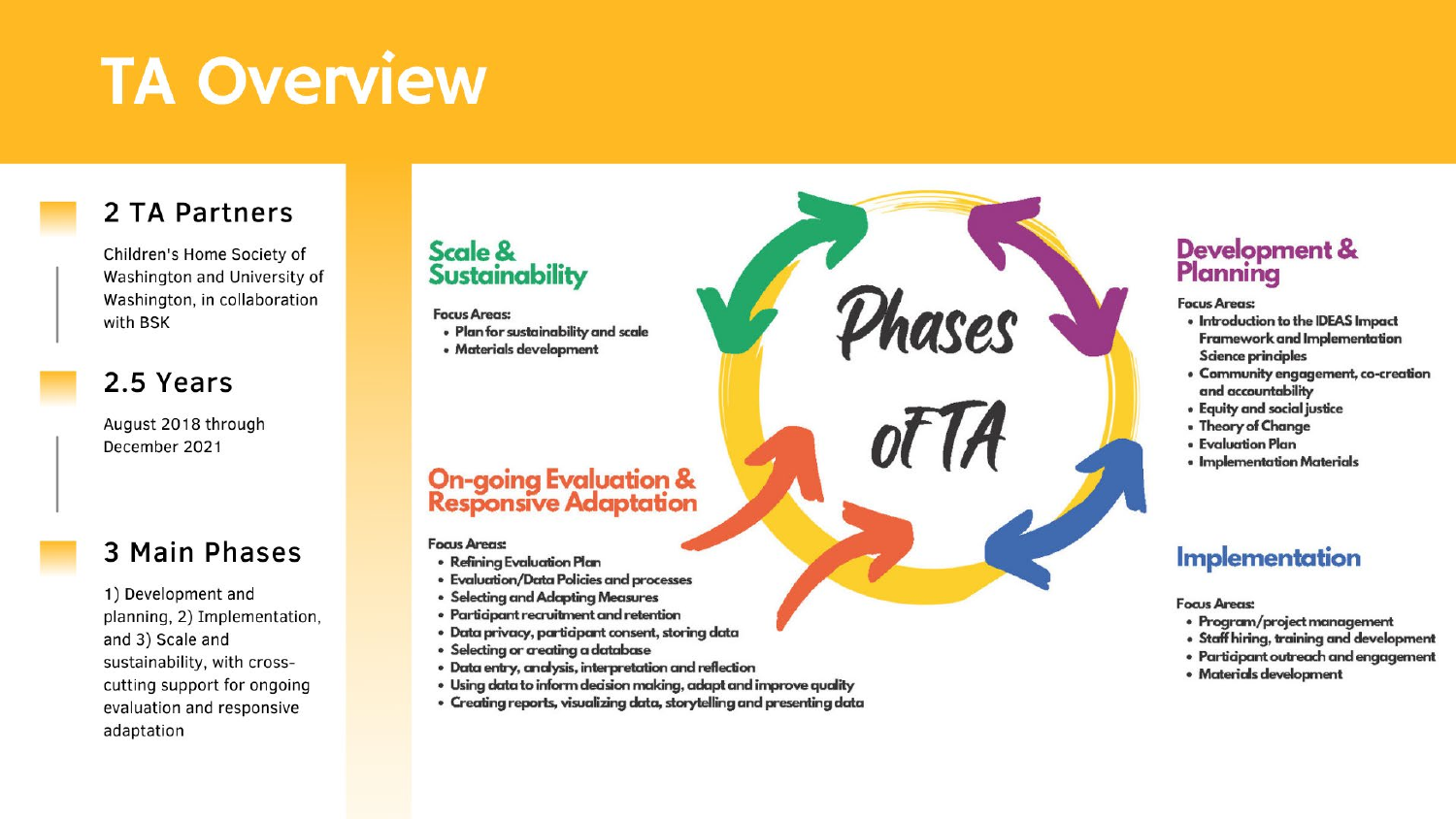# TA Overview

## 2 TA Partners

Children's Home Society of Washington and University of Washington, in collaboration with BSK

## 2.5 Years

August 2018 through December 2021

## 3 Main Phases

1) Development and planning, 2) Implementation, and 3) Scale and sustainability, with cross-cutting support for ongoing evaluation and responsive adaptation

## Phases of TA

### Development & Planning

Focus Areas:

- Introduction to the IDEAS Impact Framework and Implementation Science principles
- Community engagement, co-creation and accountability
- Equity and social justice
- Theory of Change
- Evaluation Plan
- Implementation Materials

### Implementation

Focus Areas:

- Program/project management
- Staff hiring, training and development
- Participant outreach and engagement
- Materials development

### Scale & Sustainability

Focus Areas:

- Plan for sustainability and scale
- Materials development

### On-going Evaluation & Responsive Adaptation

Focus Areas:

- Refining Evaluation Plan
- Evaluation/Data Policies and processes
- Selecting and Adapting Measures
- Participant recruitment and retention
- Data privacy, participant consent, storing data
- Selecting or creating a database
- Data entry, analysis, interpretation and reflection
- Using data to inform decision making, adapt and improve quality
- Creating reports, visualizing data, storytelling and presenting data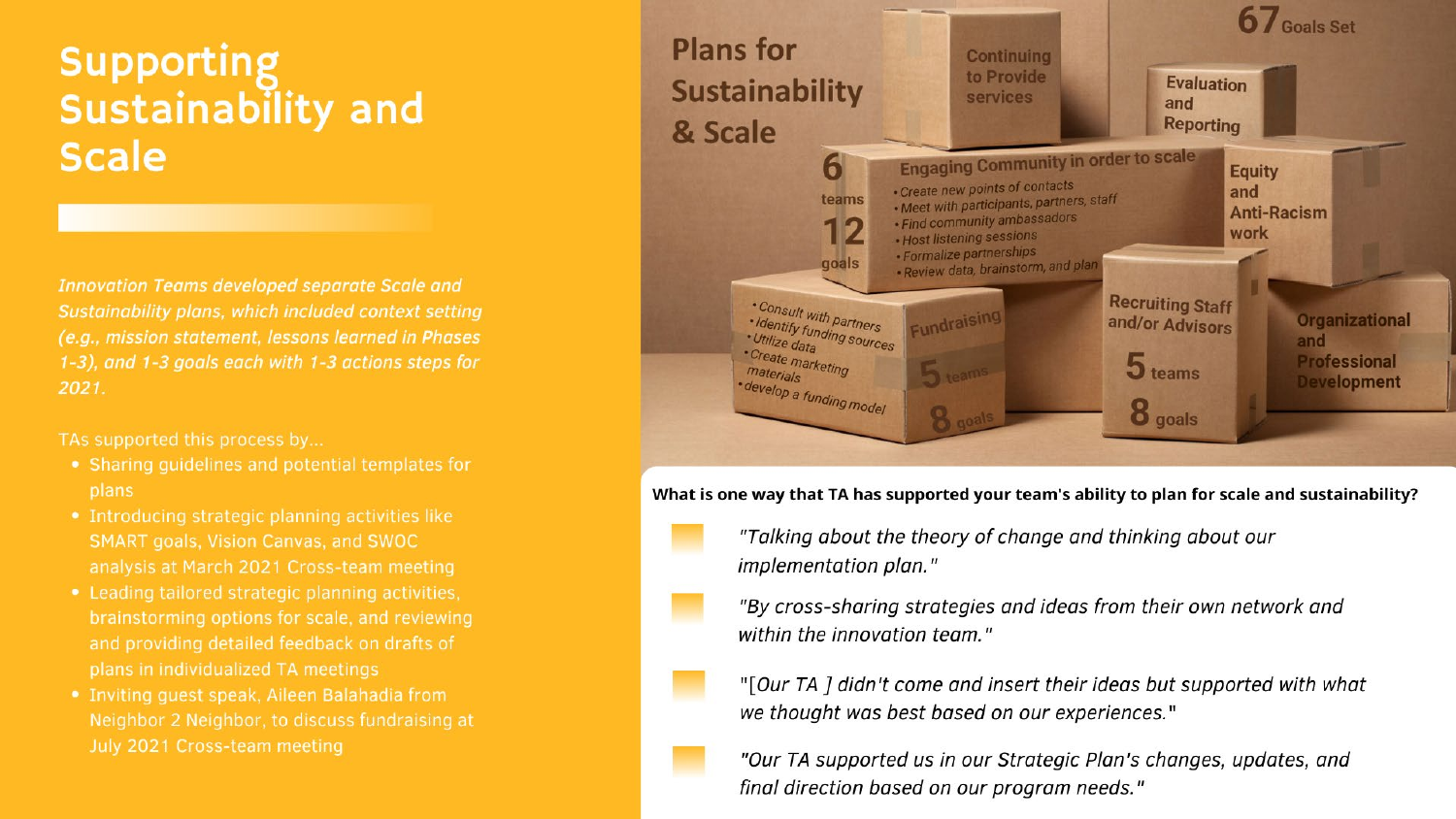# Supporting Sustainability and Scale

*Innovation Teams developed separate Scale and Sustainability plans, which included context setting (e.g., mission statement, lessons learned in Phases 1-3), and 1-3 goals each with 1-3 actions steps for 2021.*

TAs supported this process by...

- Sharing guidelines and potential templates for plans
- Introducing strategic planning activities like SMART goals, Vision Canvas, and SWOC analysis at March 2021 Cross-team meeting
- Leading tailored strategic planning activities, brainstorming options for scale, and reviewing and providing detailed feedback on drafts of plans in individualized TA meetings
- Inviting guest speak, Aileen Balahadia from Neighbor 2 Neighbor, to discuss fundraising at July 2021 Cross-team meeting

## Plans for Sustainability & Scale

**67** Goals Set

**Continuing to Provide services**

**Evaluation and Reporting**

**Engaging Community in order to scale** — **6** teams, **12** goals

- Create new points of contacts
- Meet with participants, partners, staff
- Find community ambassadors
- Host listening sessions
- Formalize partnerships
- Review data, brainstorm, and plan

**Equity and Anti-Racism work**

**Fundraising** — **5** teams, **8** goals

- Consult with partners
- Identify funding sources
- Utilize data
- Create marketing materials
- develop a funding model

**Recruiting Staff and/or Advisors** — **5** teams, **8** goals

**Organizational and Professional Development**

**What is one way that TA has supported your team's ability to plan for scale and sustainability?**

- *"Talking about the theory of change and thinking about our implementation plan."*
- *"By cross-sharing strategies and ideas from their own network and within the innovation team."*
- *"[Our TA ] didn't come and insert their ideas but supported with what we thought was best based on our experiences."*
- *"Our TA supported us in our Strategic Plan's changes, updates, and final direction based on our program needs."*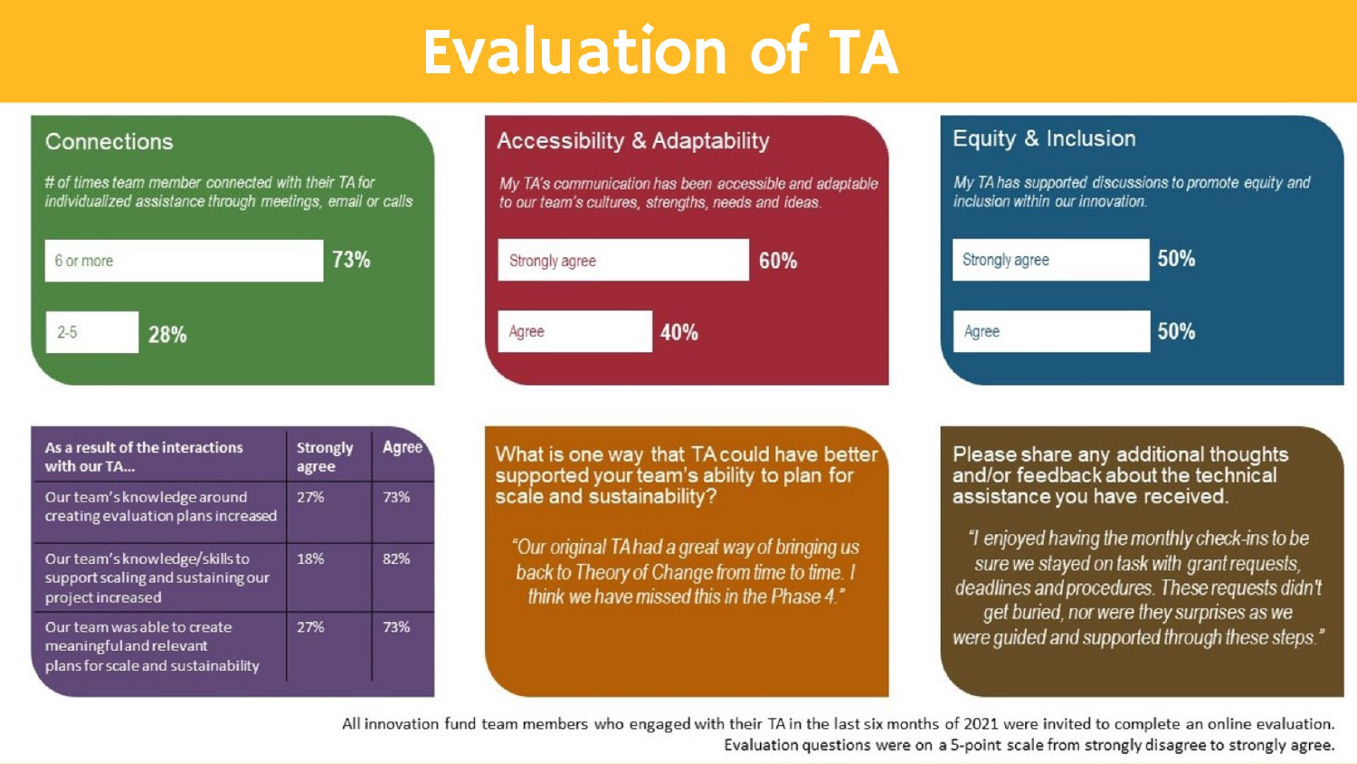# Evaluation of TA

## Connections

*# of times team member connected with their TA for individualized assistance through meetings, email or calls*

6 or more 73%

2-5 28%

## Accessibility & Adaptability

*My TA's communication has been accessible and adaptable to our team's cultures, strengths, needs and ideas.*

Strongly agree 60%

Agree 40%

## Equity & Inclusion

*My TA has supported discussions to promote equity and inclusion within our innovation.*

Strongly agree 50%

Agree 50%

| As a result of the interactions with our TA... | Strongly agree | Agree |
|---|---|---|
| Our team's knowledge around creating evaluation plans increased | 27% | 73% |
| Our team's knowledge/skills to support scaling and sustaining our project increased | 18% | 82% |
| Our team was able to create meaningful and relevant plans for scale and sustainability | 27% | 73% |

## What is one way that TA could have better supported your team's ability to plan for scale and sustainability?

*"Our original TA had a great way of bringing us back to Theory of Change from time to time. I think we have missed this in the Phase 4."*

## Please share any additional thoughts and/or feedback about the technical assistance you have received.

*"I enjoyed having the monthly check-ins to be sure we stayed on task with grant requests, deadlines and procedures. These requests didn't get buried, nor were they surprises as we were guided and supported through these steps."*

All innovation fund team members who engaged with their TA in the last six months of 2021 were invited to complete an online evaluation. Evaluation questions were on a 5-point scale from strongly disagree to strongly agree.